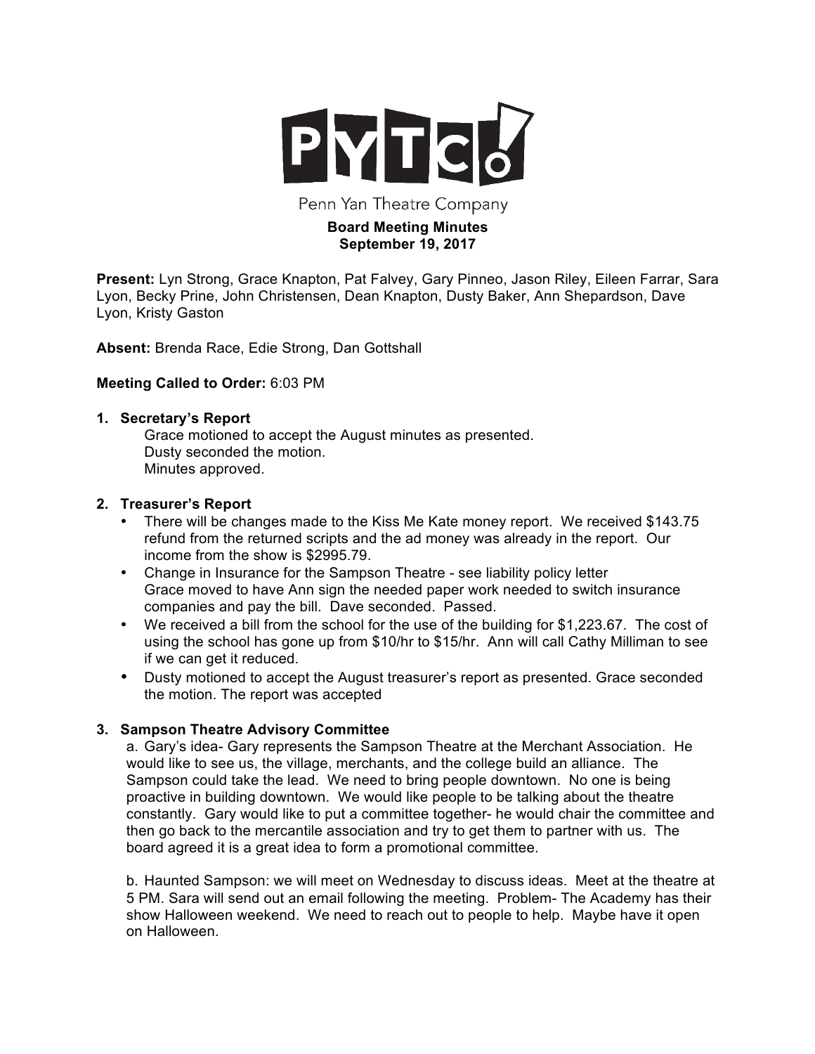# PYTCo!

Penn Yan Theatre Company

**Board Meeting Minutes**
**September 19, 2017**

**Present:** Lyn Strong, Grace Knapton, Pat Falvey, Gary Pinneo, Jason Riley, Eileen Farrar, Sara Lyon, Becky Prine, John Christensen, Dean Knapton, Dusty Baker, Ann Shepardson, Dave Lyon, Kristy Gaston

**Absent:** Brenda Race, Edie Strong, Dan Gottshall

**Meeting Called to Order:** 6:03 PM

1. **Secretary's Report**
   Grace motioned to accept the August minutes as presented.
   Dusty seconded the motion.
   Minutes approved.

2. **Treasurer's Report**
   - There will be changes made to the Kiss Me Kate money report. We received $143.75 refund from the returned scripts and the ad money was already in the report. Our income from the show is $2995.79.
   - Change in Insurance for the Sampson Theatre - see liability policy letter
     Grace moved to have Ann sign the needed paper work needed to switch insurance companies and pay the bill. Dave seconded. Passed.
   - We received a bill from the school for the use of the building for $1,223.67. The cost of using the school has gone up from $10/hr to $15/hr. Ann will call Cathy Milliman to see if we can get it reduced.
   - Dusty motioned to accept the August treasurer's report as presented. Grace seconded the motion. The report was accepted

3. **Sampson Theatre Advisory Committee**
   a. Gary's idea- Gary represents the Sampson Theatre at the Merchant Association. He would like to see us, the village, merchants, and the college build an alliance. The Sampson could take the lead. We need to bring people downtown. No one is being proactive in building downtown. We would like people to be talking about the theatre constantly. Gary would like to put a committee together- he would chair the committee and then go back to the mercantile association and try to get them to partner with us. The board agreed it is a great idea to form a promotional committee.

   b. Haunted Sampson: we will meet on Wednesday to discuss ideas. Meet at the theatre at 5 PM. Sara will send out an email following the meeting. Problem- The Academy has their show Halloween weekend. We need to reach out to people to help. Maybe have it open on Halloween.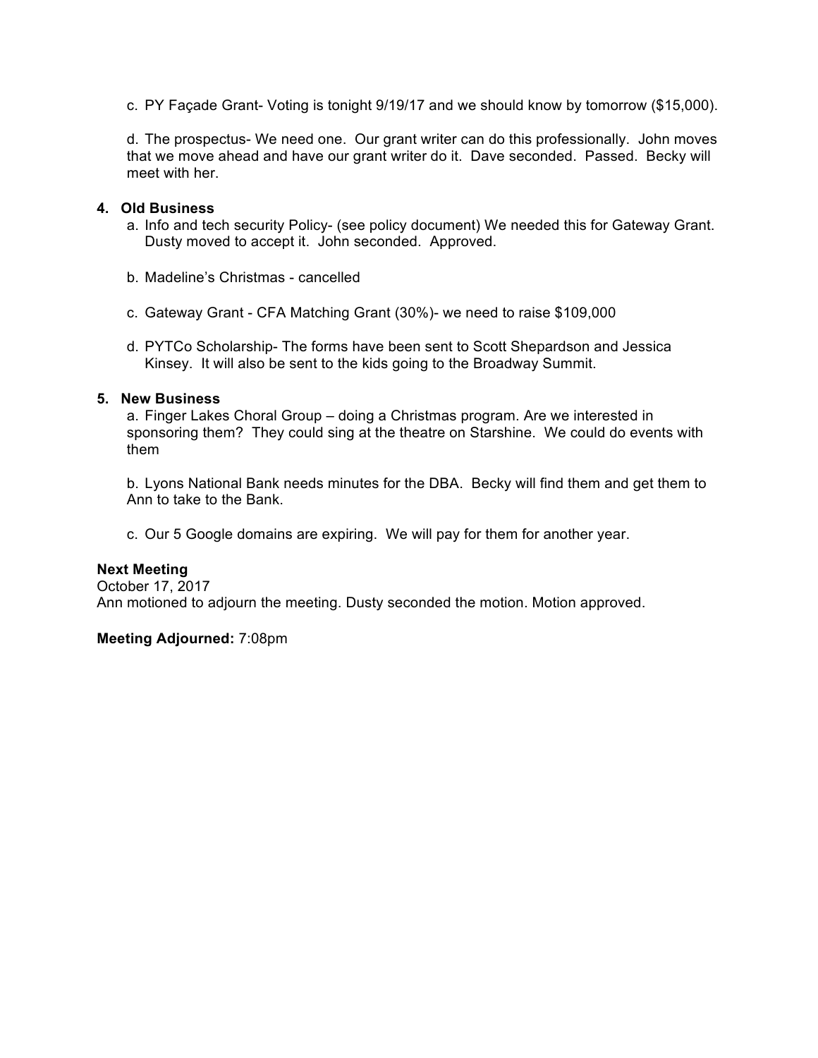c. PY Façade Grant- Voting is tonight 9/19/17 and we should know by tomorrow ($15,000).

d. The prospectus- We need one. Our grant writer can do this professionally. John moves that we move ahead and have our grant writer do it. Dave seconded. Passed. Becky will meet with her.

**4. Old Business**

a. Info and tech security Policy- (see policy document) We needed this for Gateway Grant. Dusty moved to accept it. John seconded. Approved.

b. Madeline's Christmas - cancelled

c. Gateway Grant - CFA Matching Grant (30%)- we need to raise $109,000

d. PYTCo Scholarship- The forms have been sent to Scott Shepardson and Jessica Kinsey. It will also be sent to the kids going to the Broadway Summit.

**5. New Business**

a. Finger Lakes Choral Group – doing a Christmas program. Are we interested in sponsoring them? They could sing at the theatre on Starshine. We could do events with them

b. Lyons National Bank needs minutes for the DBA. Becky will find them and get them to Ann to take to the Bank.

c. Our 5 Google domains are expiring. We will pay for them for another year.

**Next Meeting**
October 17, 2017
Ann motioned to adjourn the meeting. Dusty seconded the motion. Motion approved.

**Meeting Adjourned:** 7:08pm